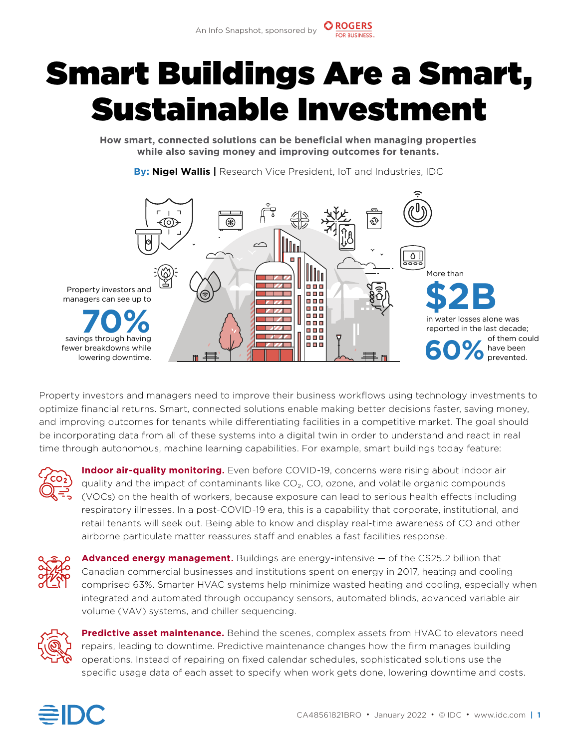An Info Snapshot, sponsored by ROGERS FOR BUSINESS

# Smart Buildings Are a Smart, Sustainable Investment

**How smart, connected solutions can be beneficial when managing properties while also saving money and improving outcomes for tenants.**

**By: Nigel Wallis |** Research Vice President, IoT and Industries, IDC

Property investors and managers can see up to **70%** savings through having fewer breakdowns while lowering downtime.

More than **$2B** in water losses alone was reported in the last decade; **60%** of them could have been prevented.

Property investors and managers need to improve their business workflows using technology investments to optimize financial returns. Smart, connected solutions enable making better decisions faster, saving money, and improving outcomes for tenants while differentiating facilities in a competitive market. The goal should be incorporating data from all of these systems into a digital twin in order to understand and react in real time through autonomous, machine learning capabilities. For example, smart buildings today feature:

**Indoor air-quality monitoring.** Even before COVID-19, concerns were rising about indoor air quality and the impact of contaminants like $CO_2$, CO, ozone, and volatile organic compounds (VOCs) on the health of workers, because exposure can lead to serious health effects including respiratory illnesses. In a post-COVID-19 era, this is a capability that corporate, institutional, and retail tenants will seek out. Being able to know and display real-time awareness of CO and other airborne particulate matter reassures staff and enables a fast facilities response.

**Advanced energy management.** Buildings are energy-intensive — of the C$25.2 billion that Canadian commercial businesses and institutions spent on energy in 2017, heating and cooling comprised 63%. Smarter HVAC systems help minimize wasted heating and cooling, especially when integrated and automated through occupancy sensors, automated blinds, advanced variable air volume (VAV) systems, and chiller sequencing.

**Predictive asset maintenance.** Behind the scenes, complex assets from HVAC to elevators need repairs, leading to downtime. Predictive maintenance changes how the firm manages building operations. Instead of repairing on fixed calendar schedules, sophisticated solutions use the specific usage data of each asset to specify when work gets done, lowering downtime and costs.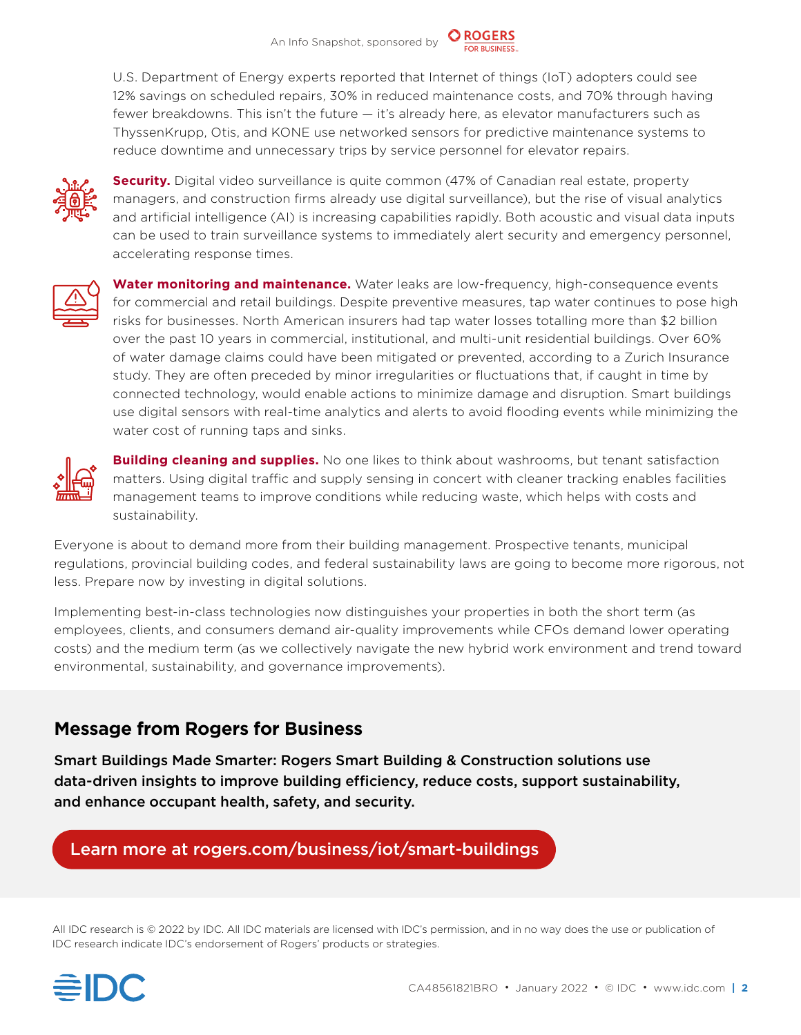U.S. Department of Energy experts reported that Internet of things (IoT) adopters could see 12% savings on scheduled repairs, 30% in reduced maintenance costs, and 70% through having fewer breakdowns. This isn't the future — it's already here, as elevator manufacturers such as ThyssenKrupp, Otis, and KONE use networked sensors for predictive maintenance systems to reduce downtime and unnecessary trips by service personnel for elevator repairs.

**Security.** Digital video surveillance is quite common (47% of Canadian real estate, property managers, and construction firms already use digital surveillance), but the rise of visual analytics and artificial intelligence (AI) is increasing capabilities rapidly. Both acoustic and visual data inputs can be used to train surveillance systems to immediately alert security and emergency personnel, accelerating response times.

**Water monitoring and maintenance.** Water leaks are low-frequency, high-consequence events for commercial and retail buildings. Despite preventive measures, tap water continues to pose high risks for businesses. North American insurers had tap water losses totalling more than $2 billion over the past 10 years in commercial, institutional, and multi-unit residential buildings. Over 60% of water damage claims could have been mitigated or prevented, according to a Zurich Insurance study. They are often preceded by minor irregularities or fluctuations that, if caught in time by connected technology, would enable actions to minimize damage and disruption. Smart buildings use digital sensors with real-time analytics and alerts to avoid flooding events while minimizing the water cost of running taps and sinks.

**Building cleaning and supplies.** No one likes to think about washrooms, but tenant satisfaction matters. Using digital traffic and supply sensing in concert with cleaner tracking enables facilities management teams to improve conditions while reducing waste, which helps with costs and sustainability.

Everyone is about to demand more from their building management. Prospective tenants, municipal regulations, provincial building codes, and federal sustainability laws are going to become more rigorous, not less. Prepare now by investing in digital solutions.

Implementing best-in-class technologies now distinguishes your properties in both the short term (as employees, clients, and consumers demand air-quality improvements while CFOs demand lower operating costs) and the medium term (as we collectively navigate the new hybrid work environment and trend toward environmental, sustainability, and governance improvements).

## Message from Rogers for Business

**Smart Buildings Made Smarter: Rogers Smart Building & Construction solutions use data-driven insights to improve building efficiency, reduce costs, support sustainability, and enhance occupant health, safety, and security.**

Learn more at rogers.com/business/iot/smart-buildings

All IDC research is © 2022 by IDC. All IDC materials are licensed with IDC's permission, and in no way does the use or publication of IDC research indicate IDC's endorsement of Rogers' products or strategies.

CA48561821BRO • January 2022 • © IDC • www.idc.com